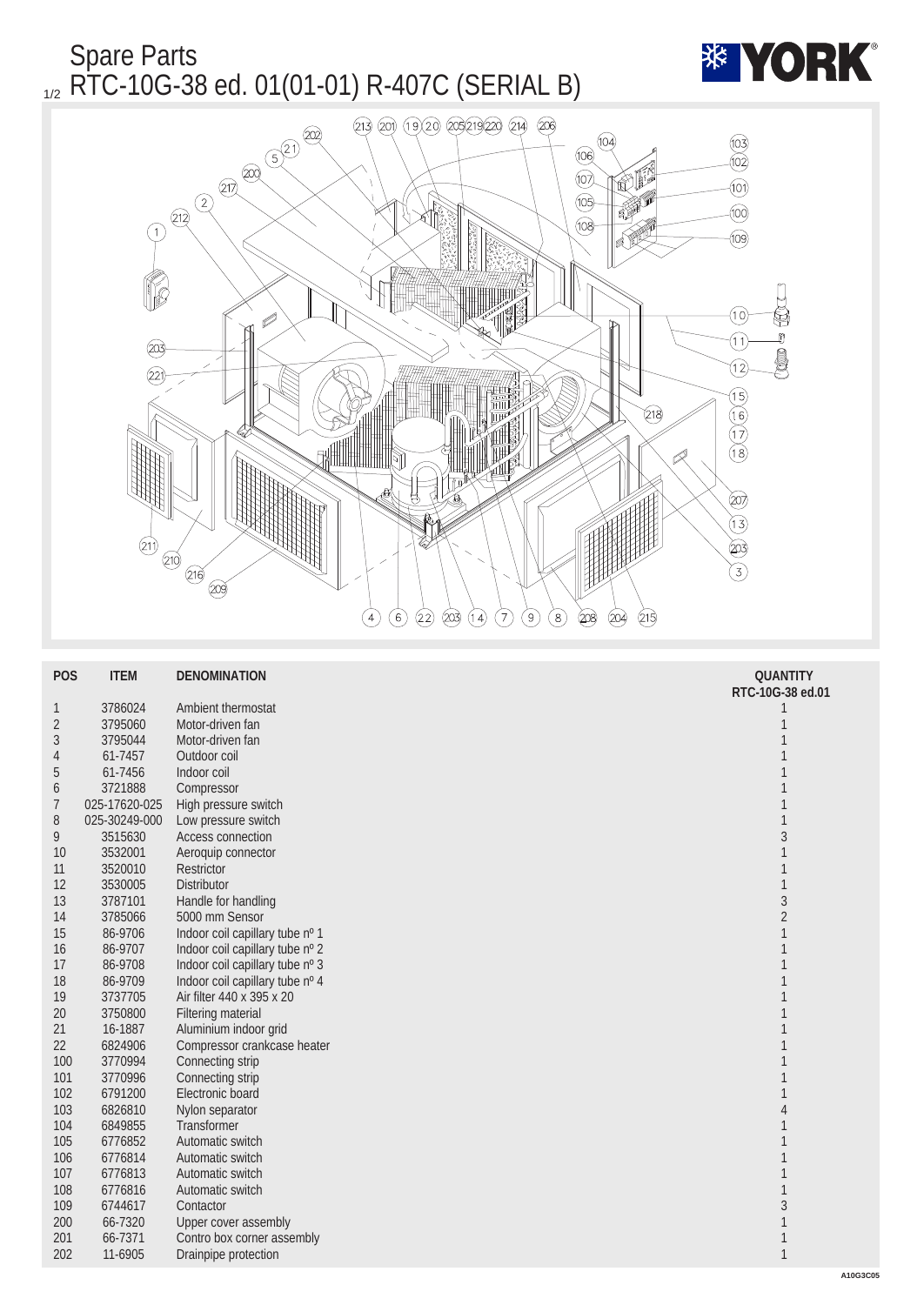# Spare Parts

## RTC-10G-38 ed. 01(01-01) R-407C (SERIAL B)

| POS | ITEM | DENOMINATION | QUANTITY RTC-10G-38 ed.01 |
|---|---|---|---|
| 1 | 3786024 | Ambient thermostat | 1 |
| 2 | 3795060 | Motor-driven fan | 1 |
| 3 | 3795044 | Motor-driven fan | 1 |
| 4 | 61-7457 | Outdoor coil | 1 |
| 5 | 61-7456 | Indoor coil | 1 |
| 6 | 3721888 | Compressor | 1 |
| 7 | 025-17620-025 | High pressure switch | 1 |
| 8 | 025-30249-000 | Low pressure switch | 1 |
| 9 | 3515630 | Access connection | 3 |
| 10 | 3532001 | Aeroquip connector | 1 |
| 11 | 3520010 | Restrictor | 1 |
| 12 | 3530005 | Distributor | 1 |
| 13 | 3787101 | Handle for handling | 3 |
| 14 | 3785066 | 5000 mm Sensor | 2 |
| 15 | 86-9706 | Indoor coil capillary tube nº 1 | 1 |
| 16 | 86-9707 | Indoor coil capillary tube nº 2 | 1 |
| 17 | 86-9708 | Indoor coil capillary tube nº 3 | 1 |
| 18 | 86-9709 | Indoor coil capillary tube nº 4 | 1 |
| 19 | 3737705 | Air filter 440 x 395 x 20 | 1 |
| 20 | 3750800 | Filtering material | 1 |
| 21 | 16-1887 | Aluminium indoor grid | 1 |
| 22 | 6824906 | Compressor crankcase heater | 1 |
| 100 | 3770994 | Connecting strip | 1 |
| 101 | 3770996 | Connecting strip | 1 |
| 102 | 6791200 | Electronic board | 1 |
| 103 | 6826810 | Nylon separator | 4 |
| 104 | 6849855 | Transformer | 1 |
| 105 | 6776852 | Automatic switch | 1 |
| 106 | 6776814 | Automatic switch | 1 |
| 107 | 6776813 | Automatic switch | 1 |
| 108 | 6776816 | Automatic switch | 1 |
| 109 | 6744617 | Contactor | 3 |
| 200 | 66-7320 | Upper cover assembly | 1 |
| 201 | 66-7371 | Contro box corner assembly | 1 |
| 202 | 11-6905 | Drainpipe protection | 1 |

A10G3C05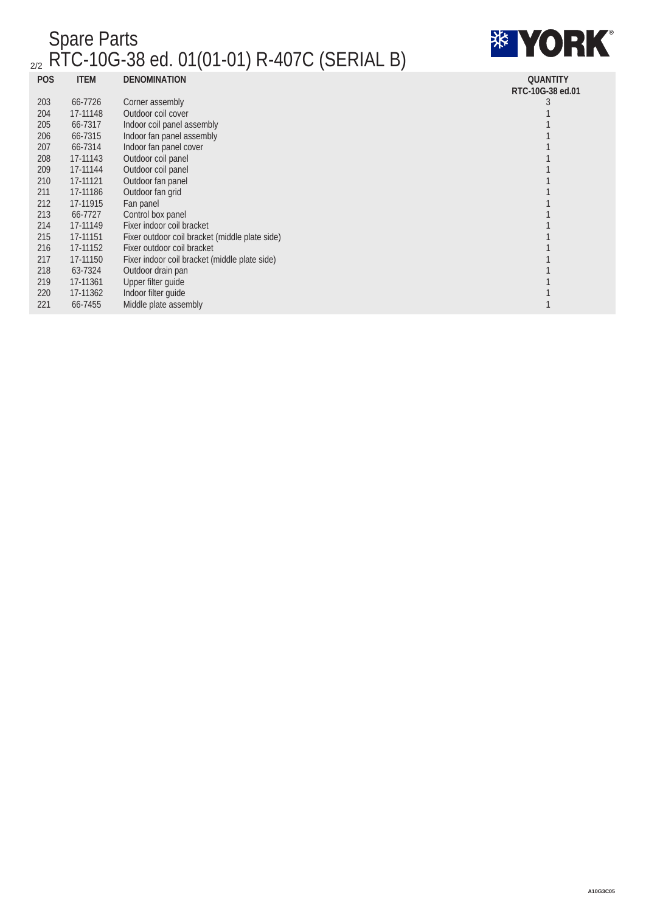# Spare Parts

## RTC-10G-38 ed. 01(01-01) R-407C (SERIAL B)

| POS | ITEM | DENOMINATION | QUANTITY RTC-10G-38 ed.01 |
|---|---|---|---|
| 203 | 66-7726 | Corner assembly | 3 |
| 204 | 17-11148 | Outdoor coil cover | 1 |
| 205 | 66-7317 | Indoor coil panel assembly | 1 |
| 206 | 66-7315 | Indoor fan panel assembly | 1 |
| 207 | 66-7314 | Indoor fan panel cover | 1 |
| 208 | 17-11143 | Outdoor coil panel | 1 |
| 209 | 17-11144 | Outdoor coil panel | 1 |
| 210 | 17-11121 | Outdoor fan panel | 1 |
| 211 | 17-11186 | Outdoor fan grid | 1 |
| 212 | 17-11915 | Fan panel | 1 |
| 213 | 66-7727 | Control box panel | 1 |
| 214 | 17-11149 | Fixer indoor coil bracket | 1 |
| 215 | 17-11151 | Fixer outdoor coil bracket (middle plate side) | 1 |
| 216 | 17-11152 | Fixer outdoor coil bracket | 1 |
| 217 | 17-11150 | Fixer indoor coil bracket (middle plate side) | 1 |
| 218 | 63-7324 | Outdoor drain pan | 1 |
| 219 | 17-11361 | Upper filter guide | 1 |
| 220 | 17-11362 | Indoor filter guide | 1 |
| 221 | 66-7455 | Middle plate assembly | 1 |

A10G3C05